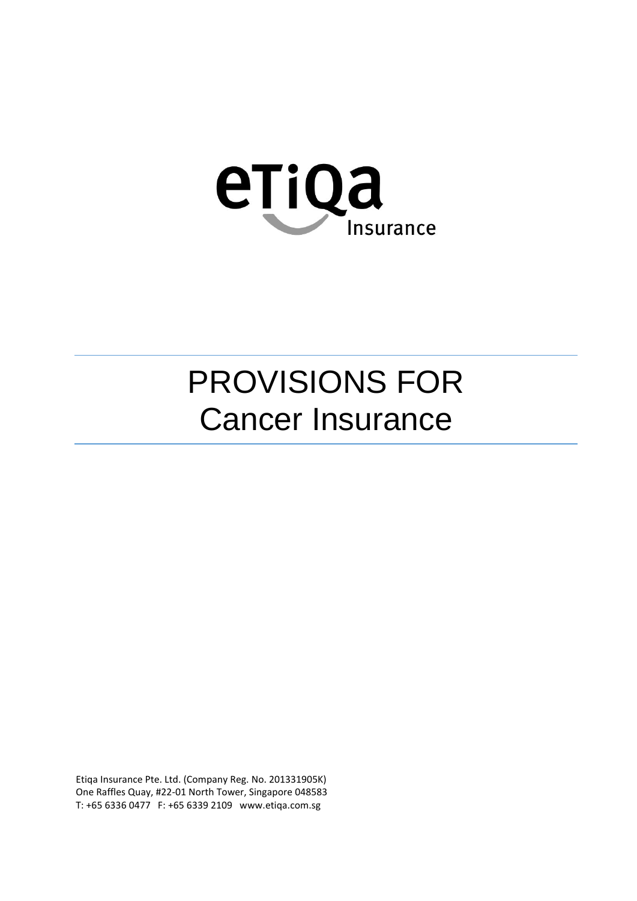eTiQa Insurance

# PROVISIONS FOR Cancer Insurance

Etiqa Insurance Pte. Ltd. (Company Reg. No. 201331905K)
One Raffles Quay, #22-01 North Tower, Singapore 048583
T: +65 6336 0477 F: +65 6339 2109 www.etiqa.com.sg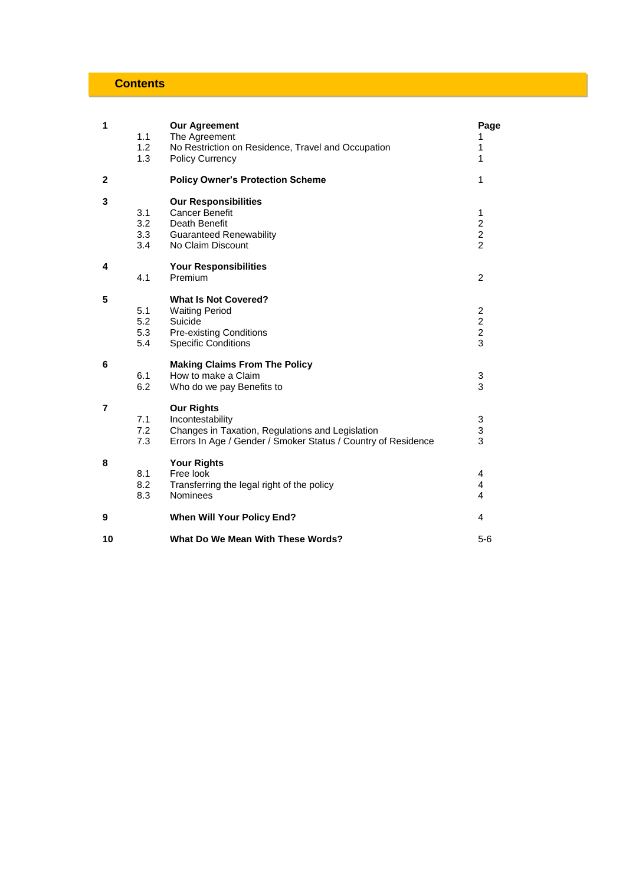## Contents

| | | | Page |
|---|---|---|---|
| **1** | | **Our Agreement** | |
| | 1.1 | The Agreement | 1 |
| | 1.2 | No Restriction on Residence, Travel and Occupation | 1 |
| | 1.3 | Policy Currency | 1 |
| **2** | | **Policy Owner's Protection Scheme** | 1 |
| **3** | | **Our Responsibilities** | |
| | 3.1 | Cancer Benefit | 1 |
| | 3.2 | Death Benefit | 2 |
| | 3.3 | Guaranteed Renewability | 2 |
| | 3.4 | No Claim Discount | 2 |
| **4** | | **Your Responsibilities** | |
| | 4.1 | Premium | 2 |
| **5** | | **What Is Not Covered?** | |
| | 5.1 | Waiting Period | 2 |
| | 5.2 | Suicide | 2 |
| | 5.3 | Pre-existing Conditions | 2 |
| | 5.4 | Specific Conditions | 3 |
| **6** | | **Making Claims From The Policy** | |
| | 6.1 | How to make a Claim | 3 |
| | 6.2 | Who do we pay Benefits to | 3 |
| **7** | | **Our Rights** | |
| | 7.1 | Incontestability | 3 |
| | 7.2 | Changes in Taxation, Regulations and Legislation | 3 |
| | 7.3 | Errors In Age / Gender / Smoker Status / Country of Residence | 3 |
| **8** | | **Your Rights** | |
| | 8.1 | Free look | 4 |
| | 8.2 | Transferring the legal right of the policy | 4 |
| | 8.3 | Nominees | 4 |
| **9** | | **When Will Your Policy End?** | 4 |
| **10** | | **What Do We Mean With These Words?** | 5-6 |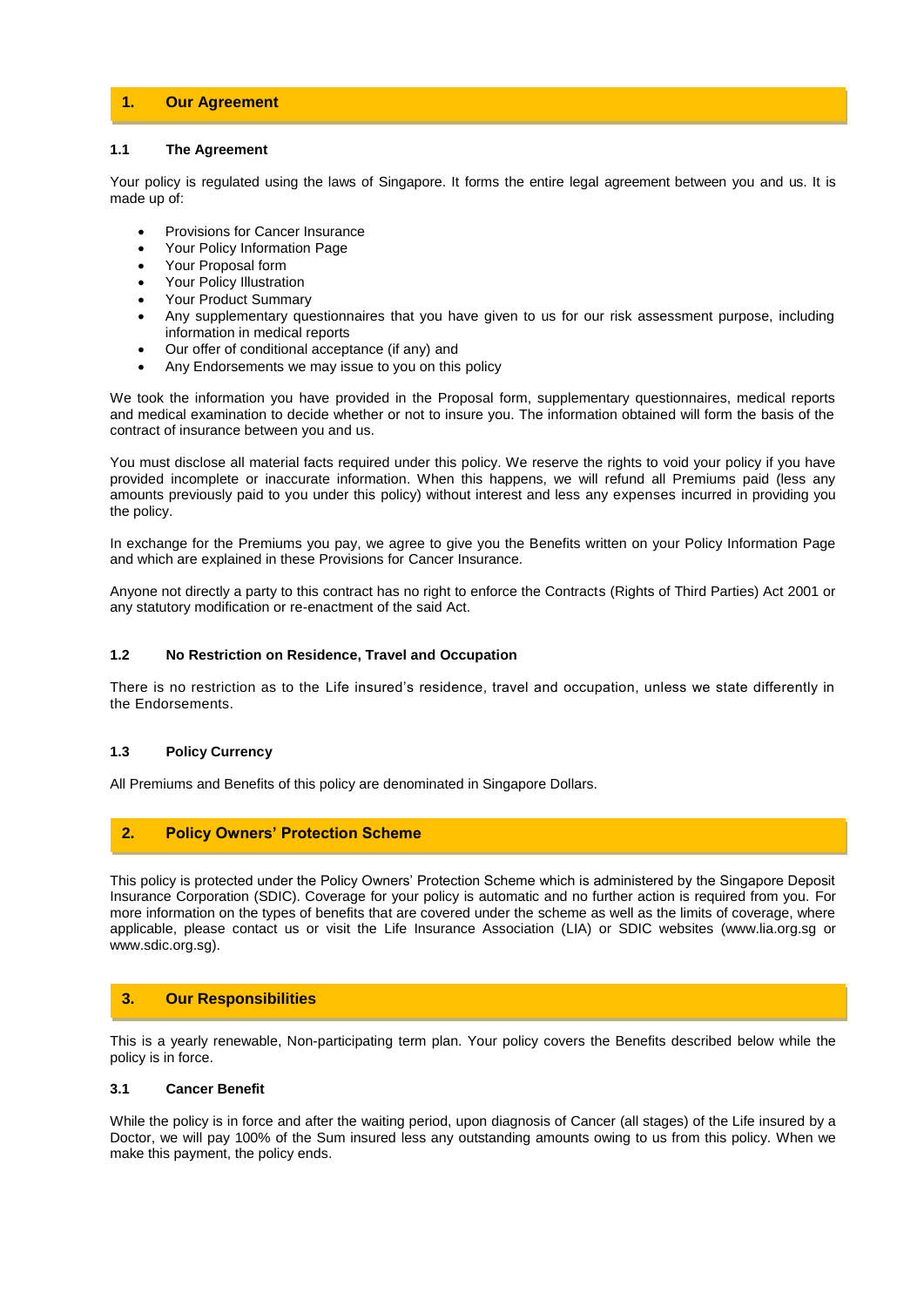## 1. Our Agreement

### 1.1 The Agreement

Your policy is regulated using the laws of Singapore. It forms the entire legal agreement between you and us. It is made up of:

- Provisions for Cancer Insurance
- Your Policy Information Page
- Your Proposal form
- Your Policy Illustration
- Your Product Summary
- Any supplementary questionnaires that you have given to us for our risk assessment purpose, including information in medical reports
- Our offer of conditional acceptance (if any) and
- Any Endorsements we may issue to you on this policy

We took the information you have provided in the Proposal form, supplementary questionnaires, medical reports and medical examination to decide whether or not to insure you. The information obtained will form the basis of the contract of insurance between you and us.

You must disclose all material facts required under this policy. We reserve the rights to void your policy if you have provided incomplete or inaccurate information. When this happens, we will refund all Premiums paid (less any amounts previously paid to you under this policy) without interest and less any expenses incurred in providing you the policy.

In exchange for the Premiums you pay, we agree to give you the Benefits written on your Policy Information Page and which are explained in these Provisions for Cancer Insurance.

Anyone not directly a party to this contract has no right to enforce the Contracts (Rights of Third Parties) Act 2001 or any statutory modification or re-enactment of the said Act.

### 1.2 No Restriction on Residence, Travel and Occupation

There is no restriction as to the Life insured's residence, travel and occupation, unless we state differently in the Endorsements.

### 1.3 Policy Currency

All Premiums and Benefits of this policy are denominated in Singapore Dollars.

## 2. Policy Owners' Protection Scheme

This policy is protected under the Policy Owners' Protection Scheme which is administered by the Singapore Deposit Insurance Corporation (SDIC). Coverage for your policy is automatic and no further action is required from you. For more information on the types of benefits that are covered under the scheme as well as the limits of coverage, where applicable, please contact us or visit the Life Insurance Association (LIA) or SDIC websites (www.lia.org.sg or www.sdic.org.sg).

## 3. Our Responsibilities

This is a yearly renewable, Non-participating term plan. Your policy covers the Benefits described below while the policy is in force.

### 3.1 Cancer Benefit

While the policy is in force and after the waiting period, upon diagnosis of Cancer (all stages) of the Life insured by a Doctor, we will pay 100% of the Sum insured less any outstanding amounts owing to us from this policy. When we make this payment, the policy ends.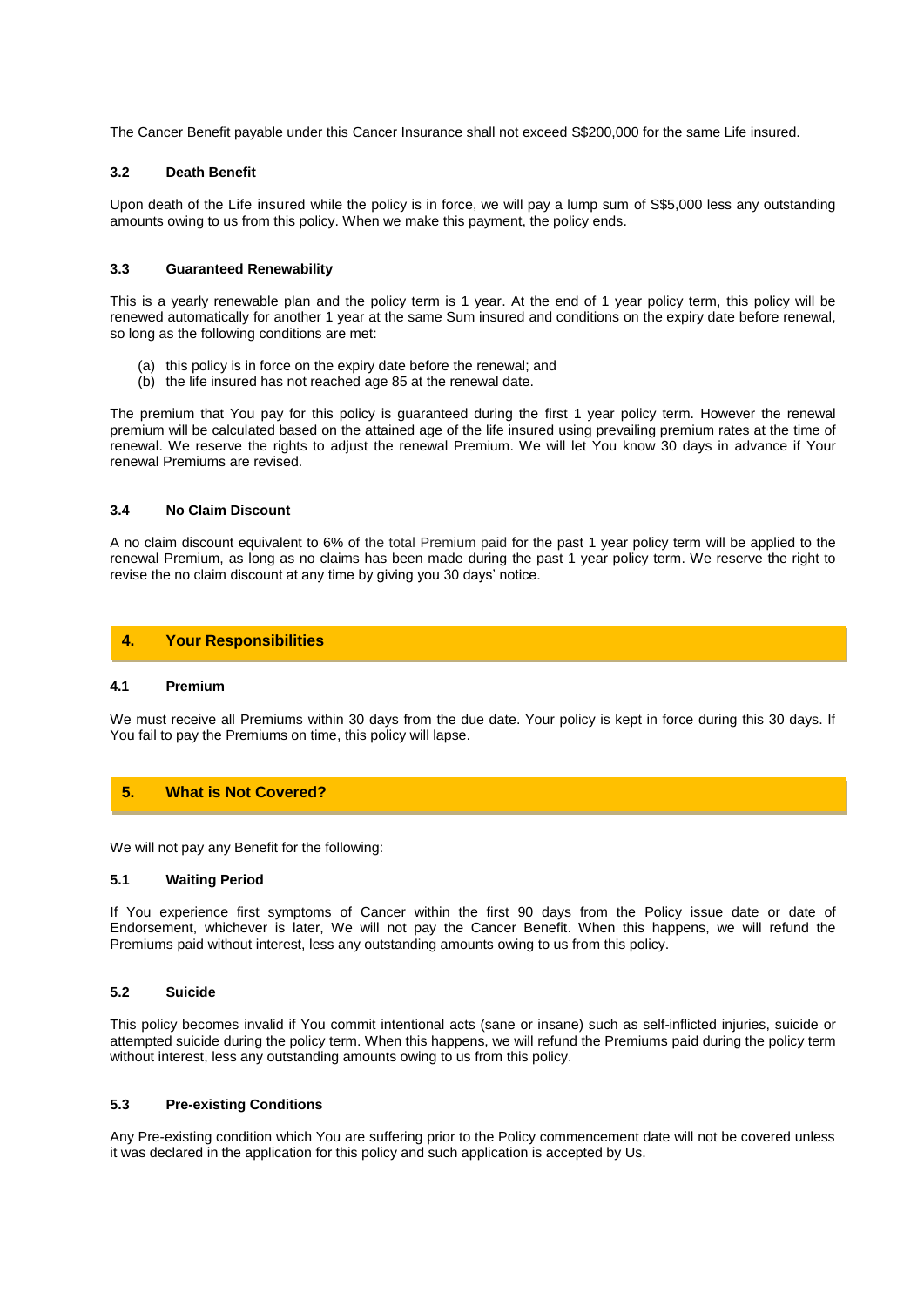The Cancer Benefit payable under this Cancer Insurance shall not exceed S$200,000 for the same Life insured.

### 3.2 Death Benefit

Upon death of the Life insured while the policy is in force, we will pay a lump sum of S$5,000 less any outstanding amounts owing to us from this policy. When we make this payment, the policy ends.

### 3.3 Guaranteed Renewability

This is a yearly renewable plan and the policy term is 1 year. At the end of 1 year policy term, this policy will be renewed automatically for another 1 year at the same Sum insured and conditions on the expiry date before renewal, so long as the following conditions are met:

(a) this policy is in force on the expiry date before the renewal; and
(b) the life insured has not reached age 85 at the renewal date.

The premium that You pay for this policy is guaranteed during the first 1 year policy term. However the renewal premium will be calculated based on the attained age of the life insured using prevailing premium rates at the time of renewal. We reserve the rights to adjust the renewal Premium. We will let You know 30 days in advance if Your renewal Premiums are revised.

### 3.4 No Claim Discount

A no claim discount equivalent to 6% of the total Premium paid for the past 1 year policy term will be applied to the renewal Premium, as long as no claims has been made during the past 1 year policy term. We reserve the right to revise the no claim discount at any time by giving you 30 days' notice.

## 4. Your Responsibilities

### 4.1 Premium

We must receive all Premiums within 30 days from the due date. Your policy is kept in force during this 30 days. If You fail to pay the Premiums on time, this policy will lapse.

## 5. What is Not Covered?

We will not pay any Benefit for the following:

### 5.1 Waiting Period

If You experience first symptoms of Cancer within the first 90 days from the Policy issue date or date of Endorsement, whichever is later, We will not pay the Cancer Benefit. When this happens, we will refund the Premiums paid without interest, less any outstanding amounts owing to us from this policy.

### 5.2 Suicide

This policy becomes invalid if You commit intentional acts (sane or insane) such as self-inflicted injuries, suicide or attempted suicide during the policy term. When this happens, we will refund the Premiums paid during the policy term without interest, less any outstanding amounts owing to us from this policy.

### 5.3 Pre-existing Conditions

Any Pre-existing condition which You are suffering prior to the Policy commencement date will not be covered unless it was declared in the application for this policy and such application is accepted by Us.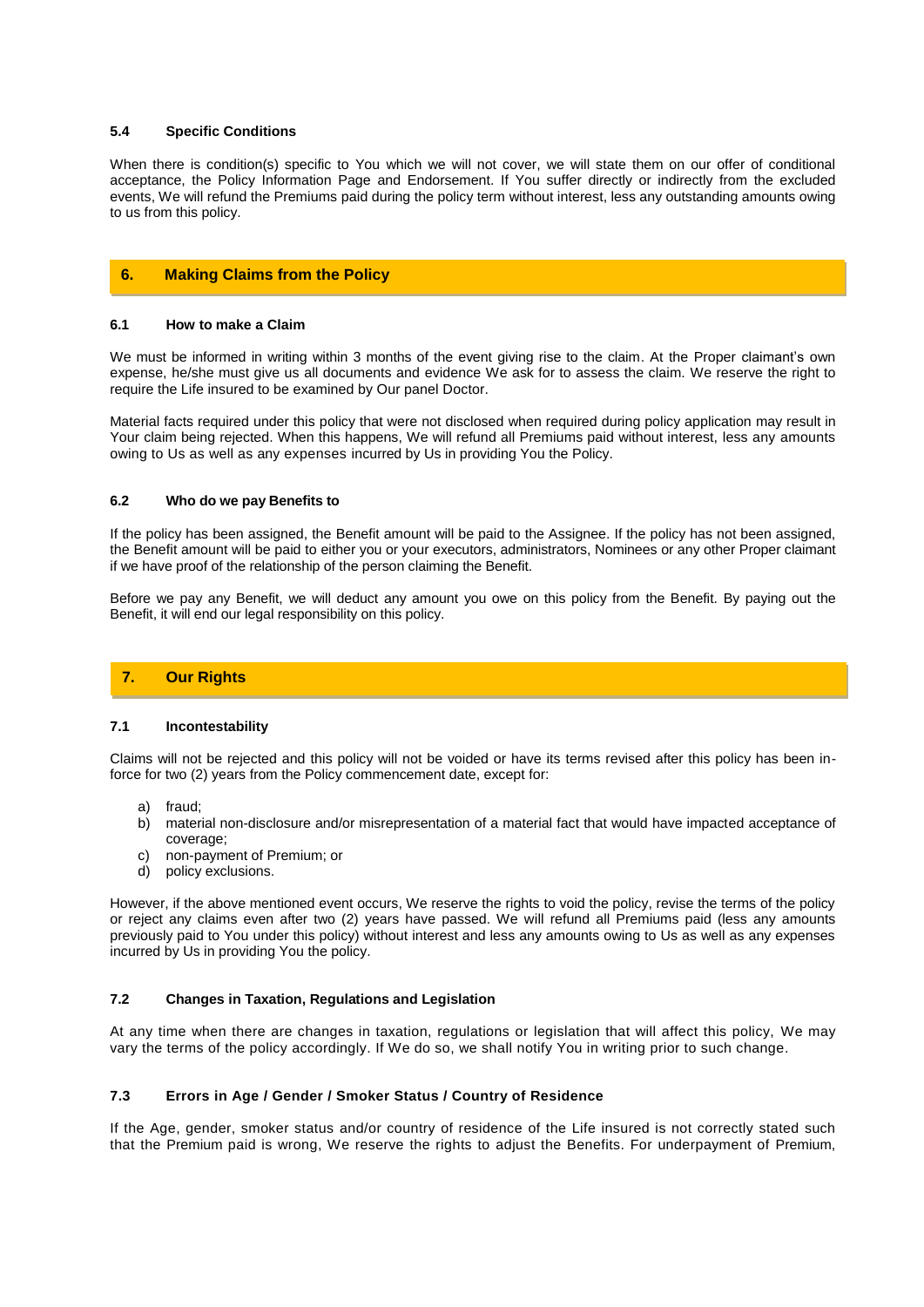#### 5.4 Specific Conditions

When there is condition(s) specific to You which we will not cover, we will state them on our offer of conditional acceptance, the Policy Information Page and Endorsement. If You suffer directly or indirectly from the excluded events, We will refund the Premiums paid during the policy term without interest, less any outstanding amounts owing to us from this policy.

## 6. Making Claims from the Policy

#### 6.1 How to make a Claim

We must be informed in writing within 3 months of the event giving rise to the claim. At the Proper claimant's own expense, he/she must give us all documents and evidence We ask for to assess the claim. We reserve the right to require the Life insured to be examined by Our panel Doctor.

Material facts required under this policy that were not disclosed when required during policy application may result in Your claim being rejected. When this happens, We will refund all Premiums paid without interest, less any amounts owing to Us as well as any expenses incurred by Us in providing You the Policy.

#### 6.2 Who do we pay Benefits to

If the policy has been assigned, the Benefit amount will be paid to the Assignee. If the policy has not been assigned, the Benefit amount will be paid to either you or your executors, administrators, Nominees or any other Proper claimant if we have proof of the relationship of the person claiming the Benefit.

Before we pay any Benefit, we will deduct any amount you owe on this policy from the Benefit. By paying out the Benefit, it will end our legal responsibility on this policy.

## 7. Our Rights

#### 7.1 Incontestability

Claims will not be rejected and this policy will not be voided or have its terms revised after this policy has been in-force for two (2) years from the Policy commencement date, except for:

a) fraud;
b) material non-disclosure and/or misrepresentation of a material fact that would have impacted acceptance of coverage;
c) non-payment of Premium; or
d) policy exclusions.

However, if the above mentioned event occurs, We reserve the rights to void the policy, revise the terms of the policy or reject any claims even after two (2) years have passed. We will refund all Premiums paid (less any amounts previously paid to You under this policy) without interest and less any amounts owing to Us as well as any expenses incurred by Us in providing You the policy.

#### 7.2 Changes in Taxation, Regulations and Legislation

At any time when there are changes in taxation, regulations or legislation that will affect this policy, We may vary the terms of the policy accordingly. If We do so, we shall notify You in writing prior to such change.

#### 7.3 Errors in Age / Gender / Smoker Status / Country of Residence

If the Age, gender, smoker status and/or country of residence of the Life insured is not correctly stated such that the Premium paid is wrong, We reserve the rights to adjust the Benefits. For underpayment of Premium,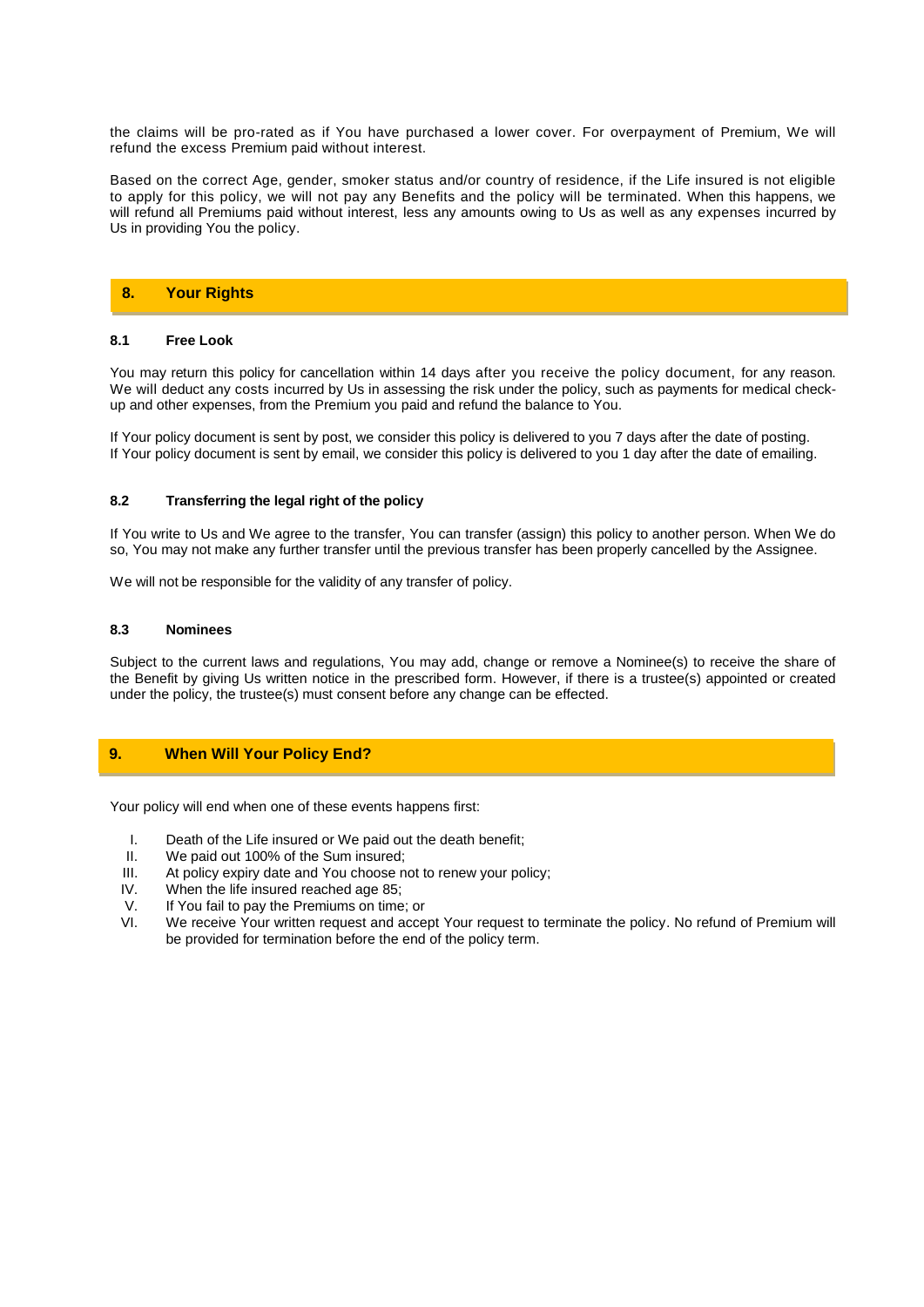the claims will be pro-rated as if You have purchased a lower cover. For overpayment of Premium, We will refund the excess Premium paid without interest.

Based on the correct Age, gender, smoker status and/or country of residence, if the Life insured is not eligible to apply for this policy, we will not pay any Benefits and the policy will be terminated. When this happens, we will refund all Premiums paid without interest, less any amounts owing to Us as well as any expenses incurred by Us in providing You the policy.

## 8. Your Rights

### 8.1 Free Look

You may return this policy for cancellation within 14 days after you receive the policy document, for any reason. We will deduct any costs incurred by Us in assessing the risk under the policy, such as payments for medical check-up and other expenses, from the Premium you paid and refund the balance to You.

If Your policy document is sent by post, we consider this policy is delivered to you 7 days after the date of posting. If Your policy document is sent by email, we consider this policy is delivered to you 1 day after the date of emailing.

### 8.2 Transferring the legal right of the policy

If You write to Us and We agree to the transfer, You can transfer (assign) this policy to another person. When We do so, You may not make any further transfer until the previous transfer has been properly cancelled by the Assignee.

We will not be responsible for the validity of any transfer of policy.

### 8.3 Nominees

Subject to the current laws and regulations, You may add, change or remove a Nominee(s) to receive the share of the Benefit by giving Us written notice in the prescribed form. However, if there is a trustee(s) appointed or created under the policy, the trustee(s) must consent before any change can be effected.

## 9. When Will Your Policy End?

Your policy will end when one of these events happens first:

I. Death of the Life insured or We paid out the death benefit;
II. We paid out 100% of the Sum insured;
III. At policy expiry date and You choose not to renew your policy;
IV. When the life insured reached age 85;
V. If You fail to pay the Premiums on time; or
VI. We receive Your written request and accept Your request to terminate the policy. No refund of Premium will be provided for termination before the end of the policy term.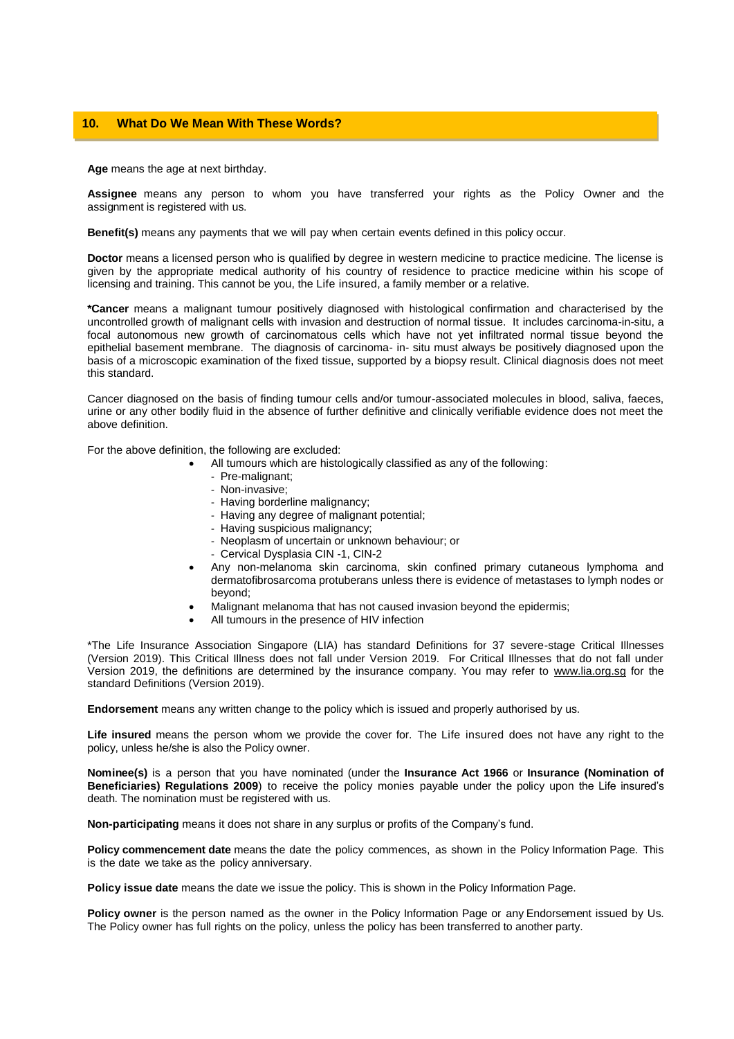## 10. What Do We Mean With These Words?

**Age** means the age at next birthday.

**Assignee** means any person to whom you have transferred your rights as the Policy Owner and the assignment is registered with us.

**Benefit(s)** means any payments that we will pay when certain events defined in this policy occur.

**Doctor** means a licensed person who is qualified by degree in western medicine to practice medicine. The license is given by the appropriate medical authority of his country of residence to practice medicine within his scope of licensing and training. This cannot be you, the Life insured, a family member or a relative.

**\*Cancer** means a malignant tumour positively diagnosed with histological confirmation and characterised by the uncontrolled growth of malignant cells with invasion and destruction of normal tissue. It includes carcinoma-in-situ, a focal autonomous new growth of carcinomatous cells which have not yet infiltrated normal tissue beyond the epithelial basement membrane. The diagnosis of carcinoma- in- situ must always be positively diagnosed upon the basis of a microscopic examination of the fixed tissue, supported by a biopsy result. Clinical diagnosis does not meet this standard.

Cancer diagnosed on the basis of finding tumour cells and/or tumour-associated molecules in blood, saliva, faeces, urine or any other bodily fluid in the absence of further definitive and clinically verifiable evidence does not meet the above definition.

For the above definition, the following are excluded:

- All tumours which are histologically classified as any of the following:
  - Pre-malignant;
  - Non-invasive;
  - Having borderline malignancy;
  - Having any degree of malignant potential;
  - Having suspicious malignancy;
  - Neoplasm of uncertain or unknown behaviour; or
  - Cervical Dysplasia CIN -1, CIN-2
- Any non-melanoma skin carcinoma, skin confined primary cutaneous lymphoma and dermatofibrosarcoma protuberans unless there is evidence of metastases to lymph nodes or beyond;
- Malignant melanoma that has not caused invasion beyond the epidermis;
- All tumours in the presence of HIV infection

\*The Life Insurance Association Singapore (LIA) has standard Definitions for 37 severe-stage Critical Illnesses (Version 2019). This Critical Illness does not fall under Version 2019. For Critical Illnesses that do not fall under Version 2019, the definitions are determined by the insurance company. You may refer to www.lia.org.sg for the standard Definitions (Version 2019).

**Endorsement** means any written change to the policy which is issued and properly authorised by us.

**Life insured** means the person whom we provide the cover for. The Life insured does not have any right to the policy, unless he/she is also the Policy owner.

**Nominee(s)** is a person that you have nominated (under the **Insurance Act 1966** or **Insurance (Nomination of Beneficiaries) Regulations 2009**) to receive the policy monies payable under the policy upon the Life insured's death. The nomination must be registered with us.

**Non-participating** means it does not share in any surplus or profits of the Company's fund.

**Policy commencement date** means the date the policy commences, as shown in the Policy Information Page. This is the date we take as the policy anniversary.

**Policy issue date** means the date we issue the policy. This is shown in the Policy Information Page.

**Policy owner** is the person named as the owner in the Policy Information Page or any Endorsement issued by Us. The Policy owner has full rights on the policy, unless the policy has been transferred to another party.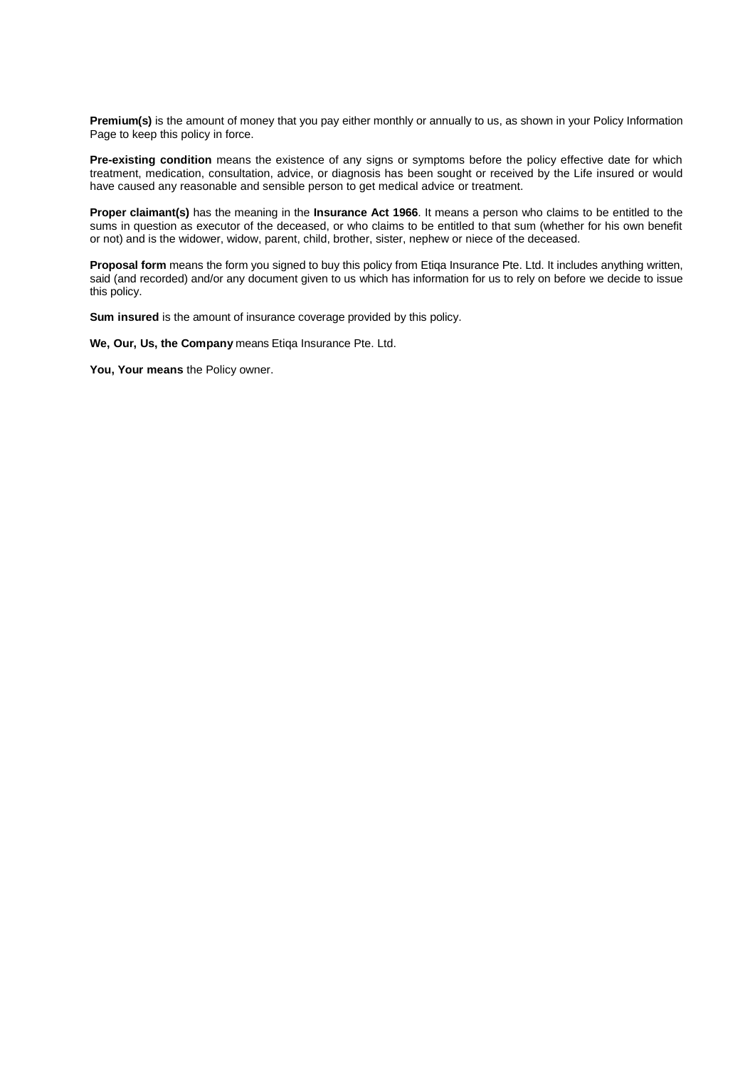**Premium(s)** is the amount of money that you pay either monthly or annually to us, as shown in your Policy Information Page to keep this policy in force.

**Pre-existing condition** means the existence of any signs or symptoms before the policy effective date for which treatment, medication, consultation, advice, or diagnosis has been sought or received by the Life insured or would have caused any reasonable and sensible person to get medical advice or treatment.

**Proper claimant(s)** has the meaning in the **Insurance Act 1966**. It means a person who claims to be entitled to the sums in question as executor of the deceased, or who claims to be entitled to that sum (whether for his own benefit or not) and is the widower, widow, parent, child, brother, sister, nephew or niece of the deceased.

**Proposal form** means the form you signed to buy this policy from Etiqa Insurance Pte. Ltd. It includes anything written, said (and recorded) and/or any document given to us which has information for us to rely on before we decide to issue this policy.

**Sum insured** is the amount of insurance coverage provided by this policy.

**We, Our, Us, the Company** means Etiqa Insurance Pte. Ltd.

**You, Your means** the Policy owner.